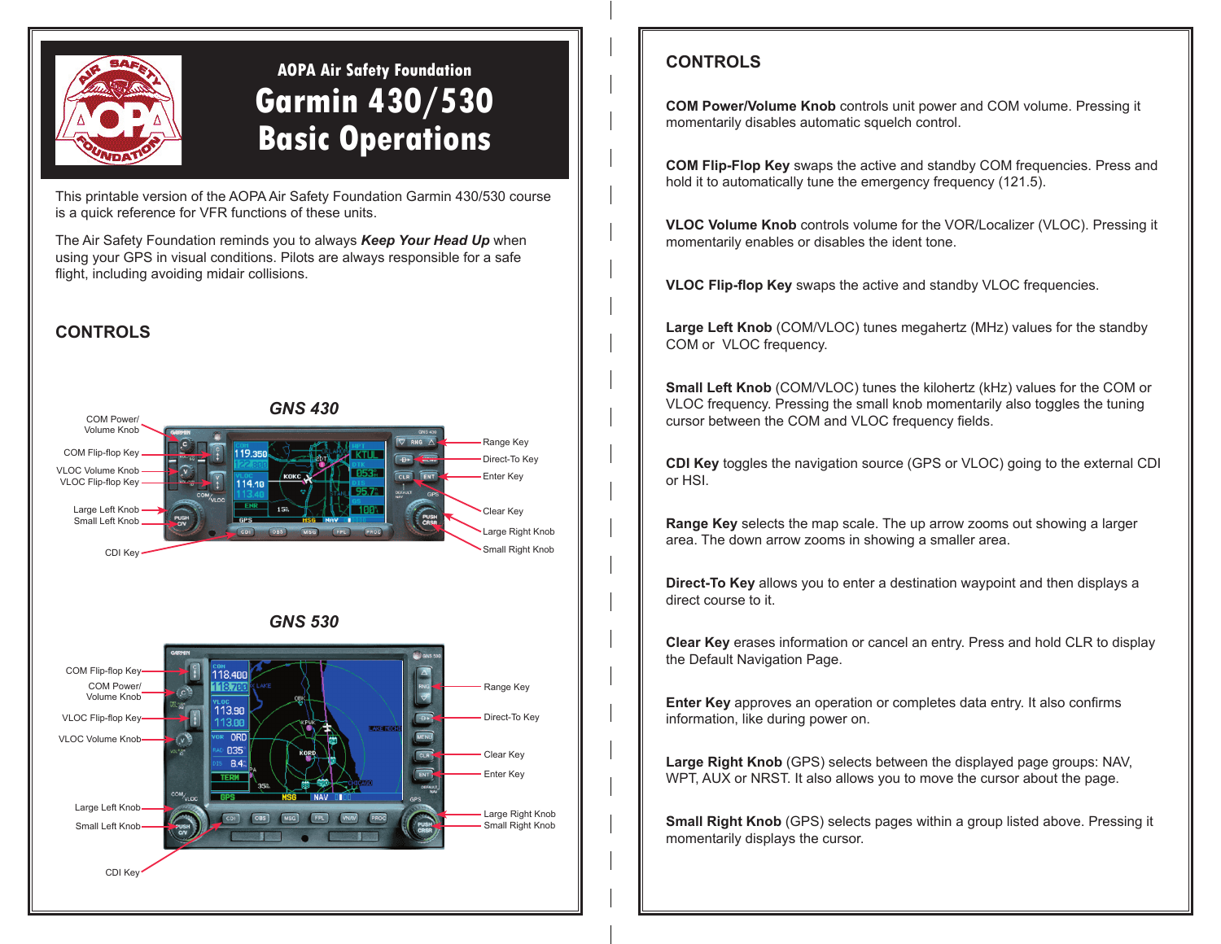AOPA Air Safety Foundation

# Garmin 430/530 Basic Operations

This printable version of the AOPA Air Safety Foundation Garmin 430/530 course is a quick reference for VFR functions of these units.

The Air Safety Foundation reminds you to always ***Keep Your Head Up*** when using your GPS in visual conditions. Pilots are always responsible for a safe flight, including avoiding midair collisions.

## CONTROLS

### GNS 430

COM Power/Volume Knob, COM Flip-flop Key, VLOC Volume Knob, VLOC Flip-flop Key, Large Left Knob, Small Left Knob, CDI Key, Range Key, Direct-To Key, Enter Key, Clear Key, Large Right Knob, Small Right Knob

### GNS 530

COM Flip-flop Key, COM Power/Volume Knob, VLOC Flip-flop Key, VLOC Volume Knob, Large Left Knob, Small Left Knob, CDI Key, Range Key, Direct-To Key, Clear Key, Enter Key, Large Right Knob, Small Right Knob

## CONTROLS

**COM Power/Volume Knob** controls unit power and COM volume. Pressing it momentarily disables automatic squelch control.

**COM Flip-Flop Key** swaps the active and standby COM frequencies. Press and hold it to automatically tune the emergency frequency (121.5).

**VLOC Volume Knob** controls volume for the VOR/Localizer (VLOC). Pressing it momentarily enables or disables the ident tone.

**VLOC Flip-flop Key** swaps the active and standby VLOC frequencies.

**Large Left Knob** (COM/VLOC) tunes megahertz (MHz) values for the standby COM or VLOC frequency.

**Small Left Knob** (COM/VLOC) tunes the kilohertz (kHz) values for the COM or VLOC frequency. Pressing the small knob momentarily also toggles the tuning cursor between the COM and VLOC frequency fields.

**CDI Key** toggles the navigation source (GPS or VLOC) going to the external CDI or HSI.

**Range Key** selects the map scale. The up arrow zooms out showing a larger area. The down arrow zooms in showing a smaller area.

**Direct-To Key** allows you to enter a destination waypoint and then displays a direct course to it.

**Clear Key** erases information or cancel an entry. Press and hold CLR to display the Default Navigation Page.

**Enter Key** approves an operation or completes data entry. It also confirms information, like during power on.

**Large Right Knob** (GPS) selects between the displayed page groups: NAV, WPT, AUX or NRST. It also allows you to move the cursor about the page.

**Small Right Knob** (GPS) selects pages within a group listed above. Pressing it momentarily displays the cursor.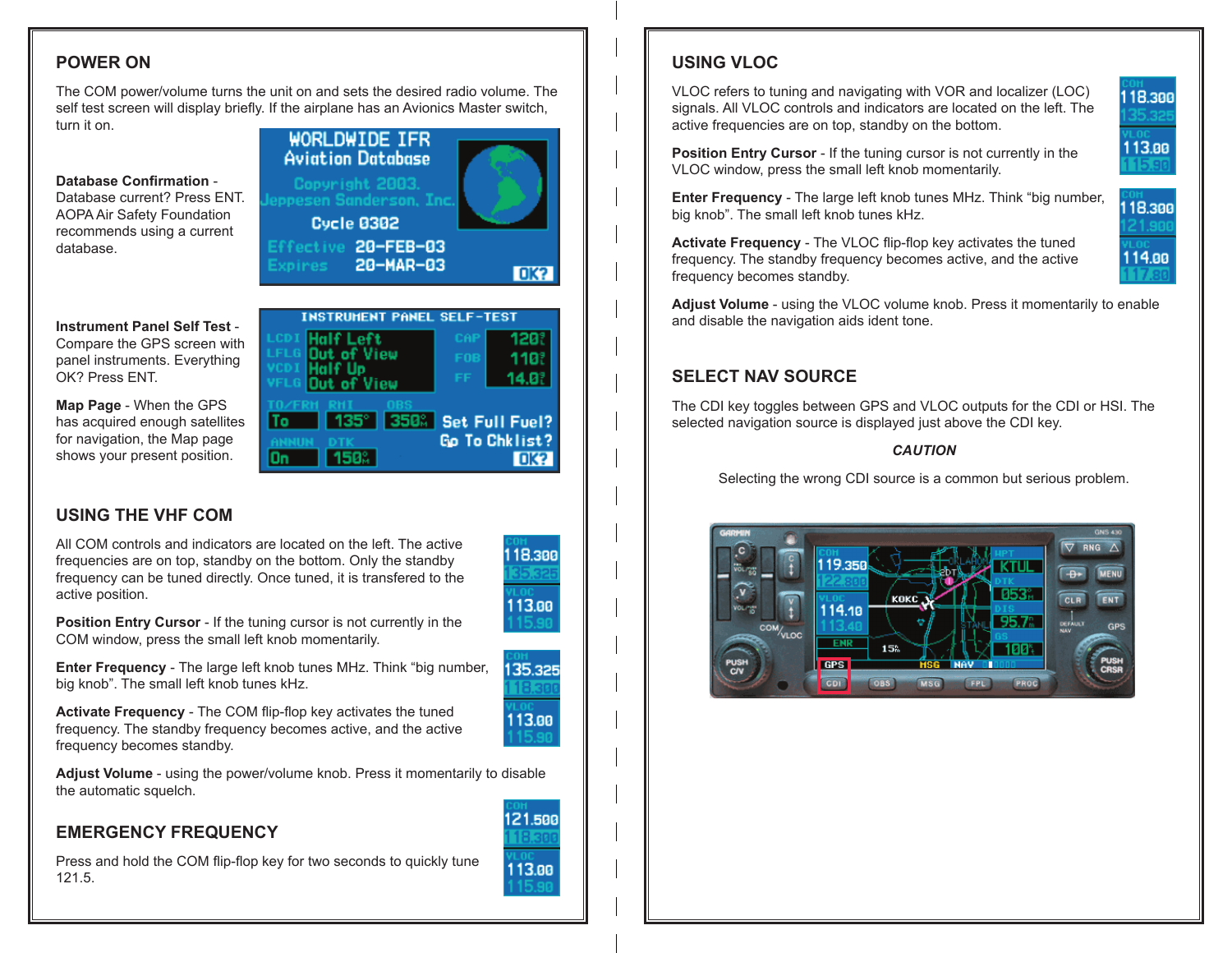## POWER ON

The COM power/volume turns the unit on and sets the desired radio volume. The self test screen will display briefly. If the airplane has an Avionics Master switch, turn it on.

**Database Confirmation** - Database current? Press ENT. AOPA Air Safety Foundation recommends using a current database.

**Instrument Panel Self Test** - Compare the GPS screen with panel instruments. Everything OK? Press ENT.

**Map Page** - When the GPS has acquired enough satellites for navigation, the Map page shows your present position.

## USING THE VHF COM

All COM controls and indicators are located on the left. The active frequencies are on top, standby on the bottom. Only the standby frequency can be tuned directly. Once tuned, it is transfered to the active position.

**Position Entry Cursor** - If the tuning cursor is not currently in the COM window, press the small left knob momentarily.

**Enter Frequency** - The large left knob tunes MHz. Think "big number, big knob". The small left knob tunes kHz.

**Activate Frequency** - The COM flip-flop key activates the tuned frequency. The standby frequency becomes active, and the active frequency becomes standby.

**Adjust Volume** - using the power/volume knob. Press it momentarily to disable the automatic squelch.

## EMERGENCY FREQUENCY

Press and hold the COM flip-flop key for two seconds to quickly tune 121.5.

## USING VLOC

VLOC refers to tuning and navigating with VOR and localizer (LOC) signals. All VLOC controls and indicators are located on the left. The active frequencies are on top, standby on the bottom.

**Position Entry Cursor** - If the tuning cursor is not currently in the VLOC window, press the small left knob momentarily.

**Enter Frequency** - The large left knob tunes MHz. Think "big number, big knob". The small left knob tunes kHz.

**Activate Frequency** - The VLOC flip-flop key activates the tuned frequency. The standby frequency becomes active, and the active frequency becomes standby.

**Adjust Volume** - using the VLOC volume knob. Press it momentarily to enable and disable the navigation aids ident tone.

## SELECT NAV SOURCE

The CDI key toggles between GPS and VLOC outputs for the CDI or HSI. The selected navigation source is displayed just above the CDI key.

***CAUTION***

Selecting the wrong CDI source is a common but serious problem.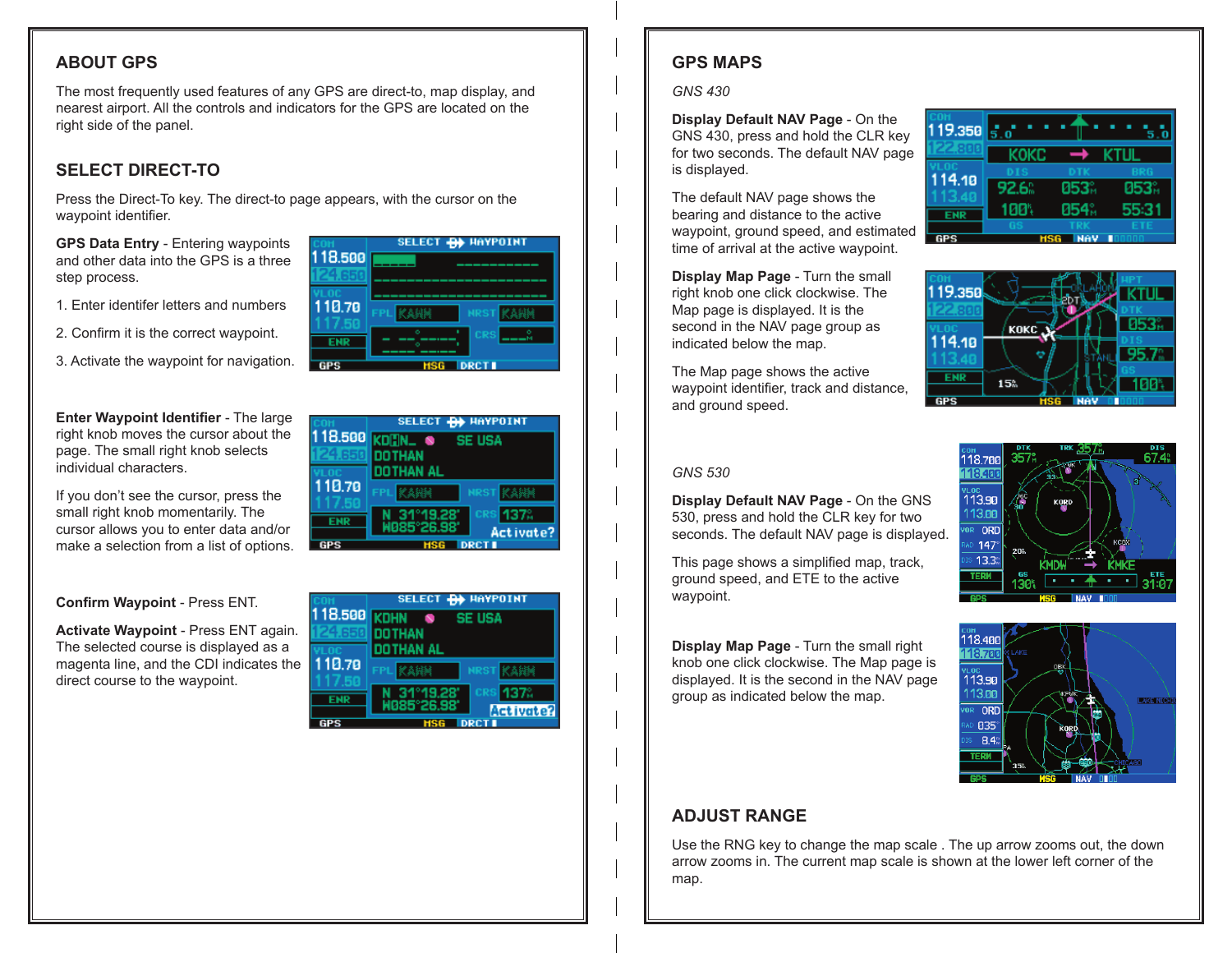## ABOUT GPS

The most frequently used features of any GPS are direct-to, map display, and nearest airport. All the controls and indicators for the GPS are located on the right side of the panel.

## SELECT DIRECT-TO

Press the Direct-To key. The direct-to page appears, with the cursor on the waypoint identifier.

**GPS Data Entry** - Entering waypoints and other data into the GPS is a three step process.

1. Enter identifer letters and numbers
2. Confirm it is the correct waypoint.
3. Activate the waypoint for navigation.

**Enter Waypoint Identifier** - The large right knob moves the cursor about the page. The small right knob selects individual characters.

If you don't see the cursor, press the small right knob momentarily. The cursor allows you to enter data and/or make a selection from a list of options.

**Confirm Waypoint** - Press ENT.

**Activate Waypoint** - Press ENT again. The selected course is displayed as a magenta line, and the CDI indicates the direct course to the waypoint.

## GPS MAPS

*GNS 430*

**Display Default NAV Page** - On the GNS 430, press and hold the CLR key for two seconds. The default NAV page is displayed.

The default NAV page shows the bearing and distance to the active waypoint, ground speed, and estimated time of arrival at the active waypoint.

**Display Map Page** - Turn the small right knob one click clockwise. The Map page is displayed. It is the second in the NAV page group as indicated below the map.

The Map page shows the active waypoint identifier, track and distance, and ground speed.

*GNS 530*

**Display Default NAV Page** - On the GNS 530, press and hold the CLR key for two seconds. The default NAV page is displayed.

This page shows a simplified map, track, ground speed, and ETE to the active waypoint.

**Display Map Page** - Turn the small right knob one click clockwise. The Map page is displayed. It is the second in the NAV page group as indicated below the map.

## ADJUST RANGE

Use the RNG key to change the map scale . The up arrow zooms out, the down arrow zooms in. The current map scale is shown at the lower left corner of the map.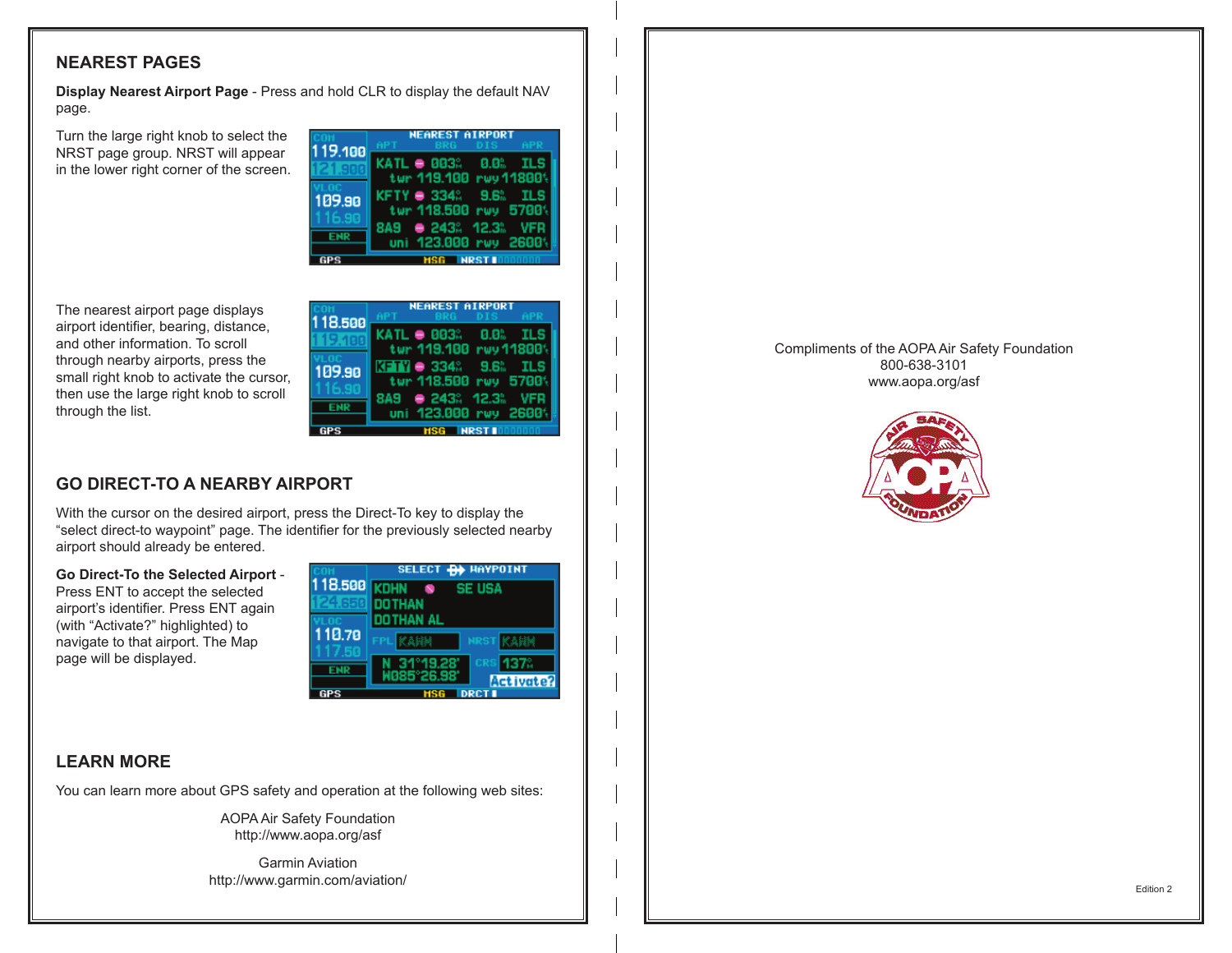## NEAREST PAGES

**Display Nearest Airport Page** - Press and hold CLR to display the default NAV page.

Turn the large right knob to select the NRST page group. NRST will appear in the lower right corner of the screen.

The nearest airport page displays airport identifier, bearing, distance, and other information. To scroll through nearby airports, press the small right knob to activate the cursor, then use the large right knob to scroll through the list.

## GO DIRECT-TO A NEARBY AIRPORT

With the cursor on the desired airport, press the Direct-To key to display the "select direct-to waypoint" page. The identifier for the previously selected nearby airport should already be entered.

**Go Direct-To the Selected Airport** - Press ENT to accept the selected airport's identifier. Press ENT again (with "Activate?" highlighted) to navigate to that airport. The Map page will be displayed.

## LEARN MORE

You can learn more about GPS safety and operation at the following web sites:

AOPA Air Safety Foundation
http://www.aopa.org/asf

Garmin Aviation
http://www.garmin.com/aviation/

Compliments of the AOPA Air Safety Foundation
800-638-3101
www.aopa.org/asf

AIR SAFETY AOPA FOUNDATION

Edition 2